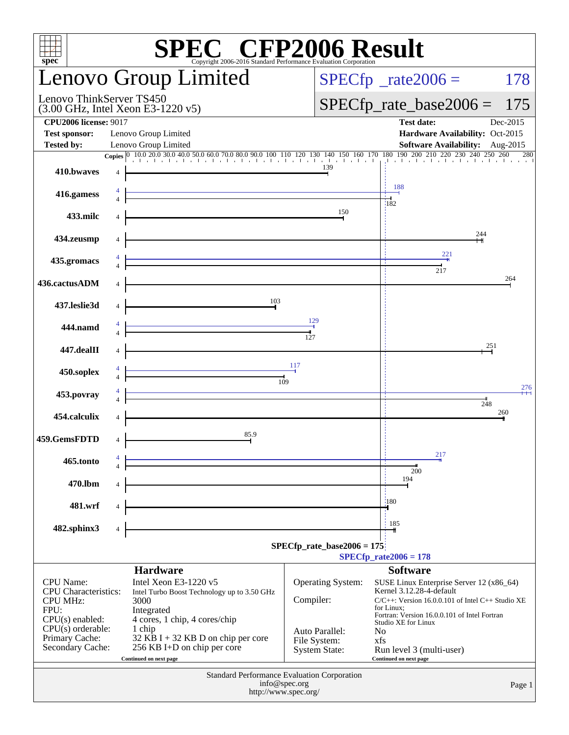# SPEC CFP2006 Result

Copyright 2006-2016 Standard Performance Evaluation Corporation

## Lenovo Group Limited

Lenovo ThinkServer TS450
(3.00 GHz, Intel Xeon E3-1220 v5)

SPECfp_rate2006 = 178

SPECfp_rate_base2006 = 175

| | | | |
|---|---|---|---|
| **CPU2006 license:** 9017 | | **Test date:** | Dec-2015 |
| **Test sponsor:** | Lenovo Group Limited | **Hardware Availability:** | Oct-2015 |
| **Tested by:** | Lenovo Group Limited | **Software Availability:** | Aug-2015 |

| Benchmark | Copies | Base | Peak (Copies) | Peak |
|---|---|---|---|---|
| 410.bwaves | 4 | 139 | | |
| 416.gamess | 4 | 182 | 4 | 188 |
| 433.milc | 4 | 150 | | |
| 434.zeusmp | 4 | 244 | | |
| 435.gromacs | 4 | 217 | 4 | 221 |
| 436.cactusADM | 4 | 264 | | |
| 437.leslie3d | 4 | 103 | | |
| 444.namd | 4 | 127 | 4 | 129 |
| 447.dealII | 4 | 251 | | |
| 450.soplex | 4 | 109 | 4 | 117 |
| 453.povray | 4 | 248 | 4 | 276 |
| 454.calculix | 4 | 260 | | |
| 459.GemsFDTD | 4 | 85.9 | | |
| 465.tonto | 4 | 200 | 4 | 217 |
| 470.lbm | 4 | 194 | | |
| 481.wrf | 4 | 180 | | |
| 482.sphinx3 | 4 | 185 | | |

SPECfp_rate_base2006 = 175

SPECfp_rate2006 = 178

## Hardware

| | |
|---|---|
| CPU Name: | Intel Xeon E3-1220 v5 |
| CPU Characteristics: | Intel Turbo Boost Technology up to 3.50 GHz |
| CPU MHz: | 3000 |
| FPU: | Integrated |
| CPU(s) enabled: | 4 cores, 1 chip, 4 cores/chip |
| CPU(s) orderable: | 1 chip |
| Primary Cache: | 32 KB I + 32 KB D on chip per core |
| Secondary Cache: | 256 KB I+D on chip per core |

Continued on next page

## Software

| | |
|---|---|
| Operating System: | SUSE Linux Enterprise Server 12 (x86_64) Kernel 3.12.28-4-default |
| Compiler: | C/C++: Version 16.0.0.101 of Intel C++ Studio XE for Linux; Fortran: Version 16.0.0.101 of Intel Fortran Studio XE for Linux |
| Auto Parallel: | No |
| File System: | xfs |
| System State: | Run level 3 (multi-user) |

Continued on next page

Standard Performance Evaluation Corporation
info@spec.org
http://www.spec.org/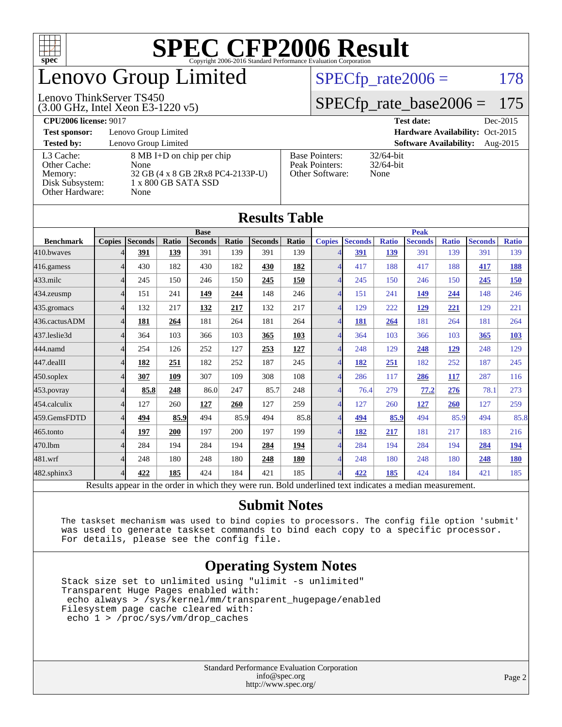# SPEC CFP2006 Result

Copyright 2006-2016 Standard Performance Evaluation Corporation

# Lenovo Group Limited

Lenovo ThinkServer TS450
(3.00 GHz, Intel Xeon E3-1220 v5)

SPECfp_rate2006 = 178

SPECfp_rate_base2006 = 175

**CPU2006 license:** 9017
**Test sponsor:** Lenovo Group Limited
**Tested by:** Lenovo Group Limited
**Test date:** Dec-2015
**Hardware Availability:** Oct-2015
**Software Availability:** Aug-2015

| | |
|---|---|
| L3 Cache: | 8 MB I+D on chip per chip |
| Other Cache: | None |
| Memory: | 32 GB (4 x 8 GB 2Rx8 PC4-2133P-U) |
| Disk Subsystem: | 1 x 800 GB SATA SSD |
| Other Hardware: | None |

| | |
|---|---|
| Base Pointers: | 32/64-bit |
| Peak Pointers: | 32/64-bit |
| Other Software: | None |

## Results Table

| | Base | | | | | | | Peak | | | | | | |
|---|---|---|---|---|---|---|---|---|---|---|---|---|---|---|
| **Benchmark** | **Copies** | **Seconds** | **Ratio** | **Seconds** | **Ratio** | **Seconds** | **Ratio** | **Copies** | **Seconds** | **Ratio** | **Seconds** | **Ratio** | **Seconds** | **Ratio** |
| 410.bwaves | 4 | **391** | **139** | 391 | 139 | 391 | 139 | 4 | **391** | **139** | 391 | 139 | 391 | 139 |
| 416.gamess | 4 | 430 | 182 | 430 | 182 | **430** | **182** | 4 | 417 | 188 | 417 | 188 | **417** | **188** |
| 433.milc | 4 | 245 | 150 | 246 | 150 | **245** | **150** | 4 | 245 | 150 | 246 | 150 | **245** | **150** |
| 434.zeusmp | 4 | 151 | 241 | **149** | **244** | 148 | 246 | 4 | 151 | 241 | **149** | **244** | 148 | 246 |
| 435.gromacs | 4 | 132 | 217 | **132** | **217** | 132 | 217 | 4 | 129 | 222 | **129** | **221** | 129 | 221 |
| 436.cactusADM | 4 | **181** | **264** | 181 | 264 | 181 | 264 | 4 | **181** | **264** | 181 | 264 | 181 | 264 |
| 437.leslie3d | 4 | 364 | 103 | 366 | 103 | **365** | **103** | 4 | 364 | 103 | 366 | 103 | **365** | **103** |
| 444.namd | 4 | 254 | 126 | 252 | 127 | **253** | **127** | 4 | 248 | 129 | **248** | **129** | 248 | 129 |
| 447.dealII | 4 | **182** | **251** | 182 | 252 | 187 | 245 | 4 | **182** | **251** | 182 | 252 | 187 | 245 |
| 450.soplex | 4 | **307** | **109** | 307 | 109 | 308 | 108 | 4 | 286 | 117 | **286** | **117** | 287 | 116 |
| 453.povray | 4 | **85.8** | **248** | 86.0 | 247 | 85.7 | 248 | 4 | 76.4 | 279 | **77.2** | **276** | 78.1 | 273 |
| 454.calculix | 4 | 127 | 260 | **127** | **260** | 127 | 259 | 4 | 127 | 260 | **127** | **260** | 127 | 259 |
| 459.GemsFDTD | 4 | **494** | **85.9** | 494 | 85.9 | 494 | 85.8 | 4 | **494** | **85.9** | 494 | 85.9 | 494 | 85.8 |
| 465.tonto | 4 | **197** | **200** | 197 | 200 | 197 | 199 | 4 | **182** | **217** | 181 | 217 | 183 | 216 |
| 470.lbm | 4 | 284 | 194 | 284 | 194 | **284** | **194** | 4 | 284 | 194 | 284 | 194 | **284** | **194** |
| 481.wrf | 4 | 248 | 180 | 248 | 180 | **248** | **180** | 4 | 248 | 180 | 248 | 180 | **248** | **180** |
| 482.sphinx3 | 4 | **422** | **185** | 424 | 184 | 421 | 185 | 4 | **422** | **185** | 424 | 184 | 421 | 185 |

Results appear in the order in which they were run. Bold underlined text indicates a median measurement.

## Submit Notes

```
The taskset mechanism was used to bind copies to processors. The config file option 'submit'
was used to generate taskset commands to bind each copy to a specific processor.
For details, please see the config file.
```

## Operating System Notes

```
Stack size set to unlimited using "ulimit -s unlimited"
Transparent Huge Pages enabled with:
 echo always > /sys/kernel/mm/transparent_hugepage/enabled
Filesystem page cache cleared with:
 echo 1 > /proc/sys/vm/drop_caches
```

Standard Performance Evaluation Corporation
info@spec.org
http://www.spec.org/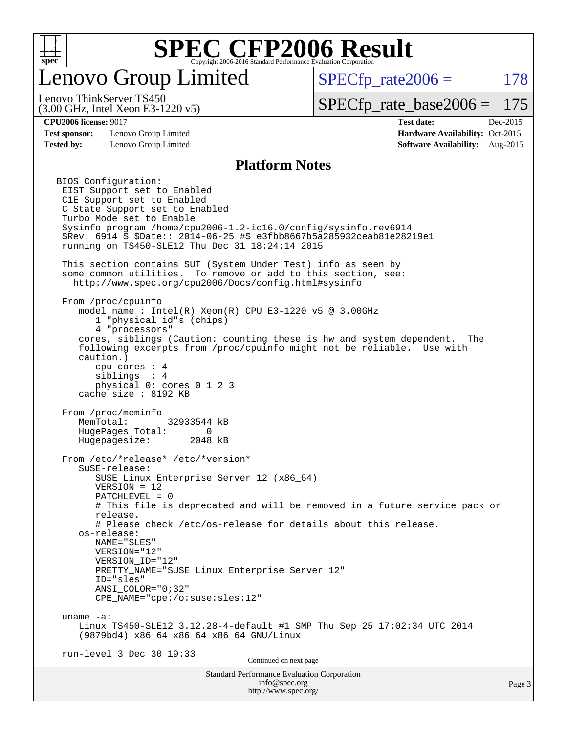# Lenovo Group Limited

Lenovo ThinkServer TS450
(3.00 GHz, Intel Xeon E3-1220 v5)

SPECfp_rate2006 = 178

SPECfp_rate_base2006 = 175

**CPU2006 license:** 9017
**Test sponsor:** Lenovo Group Limited
**Tested by:** Lenovo Group Limited

**Test date:** Dec-2015
**Hardware Availability:** Oct-2015
**Software Availability:** Aug-2015

## Platform Notes

```
BIOS Configuration:
 EIST Support set to Enabled
 C1E Support set to Enabled
 C State Support set to Enabled
 Turbo Mode set to Enable
 Sysinfo program /home/cpu2006-1.2-ic16.0/config/sysinfo.rev6914
 $Rev: 6914 $ $Date:: 2014-06-25 #$ e3fbb8667b5a285932ceab81e28219e1
 running on TS450-SLE12 Thu Dec 31 18:24:14 2015

 This section contains SUT (System Under Test) info as seen by
 some common utilities.  To remove or add to this section, see:
   http://www.spec.org/cpu2006/Docs/config.html#sysinfo

 From /proc/cpuinfo
    model name : Intel(R) Xeon(R) CPU E3-1220 v5 @ 3.00GHz
       1 "physical id"s (chips)
       4 "processors"
    cores, siblings (Caution: counting these is hw and system dependent.  The
    following excerpts from /proc/cpuinfo might not be reliable.  Use with
    caution.)
       cpu cores : 4
       siblings  : 4
       physical 0: cores 0 1 2 3
    cache size : 8192 KB

 From /proc/meminfo
    MemTotal:       32933544 kB
    HugePages_Total:       0
    Hugepagesize:       2048 kB

 From /etc/*release* /etc/*version*
    SuSE-release:
       SUSE Linux Enterprise Server 12 (x86_64)
       VERSION = 12
       PATCHLEVEL = 0
       # This file is deprecated and will be removed in a future service pack or
       release.
       # Please check /etc/os-release for details about this release.
    os-release:
       NAME="SLES"
       VERSION="12"
       VERSION_ID="12"
       PRETTY_NAME="SUSE Linux Enterprise Server 12"
       ID="sles"
       ANSI_COLOR="0;32"
       CPE_NAME="cpe:/o:suse:sles:12"

 uname -a:
    Linux TS450-SLE12 3.12.28-4-default #1 SMP Thu Sep 25 17:02:34 UTC 2014
    (9879bd4) x86_64 x86_64 x86_64 GNU/Linux

 run-level 3 Dec 30 19:33
```

Continued on next page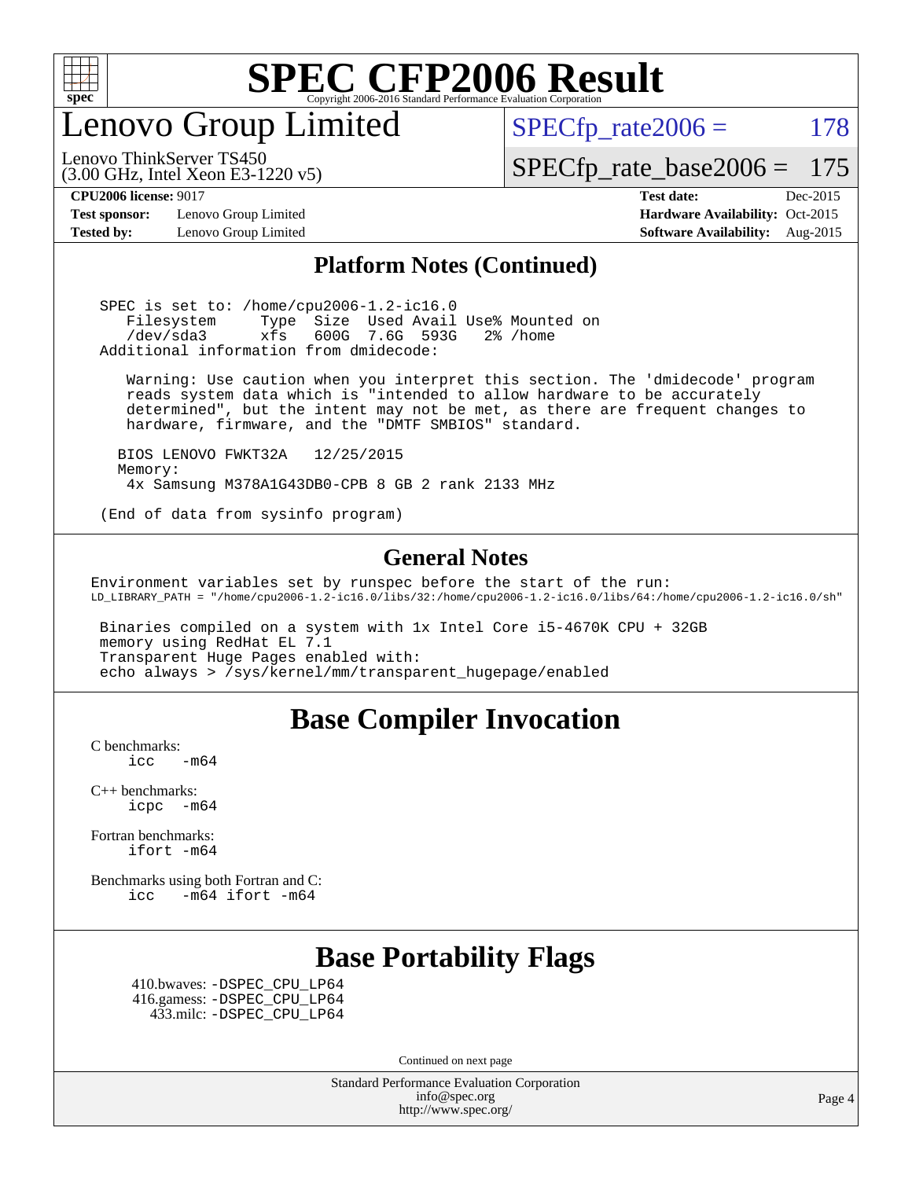# SPEC CFP2006 Result

Copyright 2006-2016 Standard Performance Evaluation Corporation

## Lenovo Group Limited

Lenovo ThinkServer TS450
(3.00 GHz, Intel Xeon E3-1220 v5)

SPECfp_rate2006 = 178

SPECfp_rate_base2006 = 175

**CPU2006 license:** 9017
**Test sponsor:** Lenovo Group Limited
**Tested by:** Lenovo Group Limited

**Test date:** Dec-2015
**Hardware Availability:** Oct-2015
**Software Availability:** Aug-2015

## Platform Notes (Continued)

```
 SPEC is set to: /home/cpu2006-1.2-ic16.0
    Filesystem     Type  Size  Used Avail Use% Mounted on
    /dev/sda3      xfs   600G  7.6G  593G   2% /home
 Additional information from dmidecode:

    Warning: Use caution when you interpret this section. The 'dmidecode' program
    reads system data which is "intended to allow hardware to be accurately
    determined", but the intent may not be met, as there are frequent changes to
    hardware, firmware, and the "DMTF SMBIOS" standard.

   BIOS LENOVO FWKT32A   12/25/2015
   Memory:
    4x Samsung M378A1G43DB0-CPB 8 GB 2 rank 2133 MHz

 (End of data from sysinfo program)
```

## General Notes

```
Environment variables set by runspec before the start of the run:
LD_LIBRARY_PATH = "/home/cpu2006-1.2-ic16.0/libs/32:/home/cpu2006-1.2-ic16.0/libs/64:/home/cpu2006-1.2-ic16.0/sh"

 Binaries compiled on a system with 1x Intel Core i5-4670K CPU + 32GB
 memory using RedHat EL 7.1
 Transparent Huge Pages enabled with:
 echo always > /sys/kernel/mm/transparent_hugepage/enabled
```

## Base Compiler Invocation

C benchmarks:
icc -m64

C++ benchmarks:
icpc -m64

Fortran benchmarks:
ifort -m64

Benchmarks using both Fortran and C:
icc -m64 ifort -m64

## Base Portability Flags

410.bwaves: -DSPEC_CPU_LP64
416.gamess: -DSPEC_CPU_LP64
433.milc: -DSPEC_CPU_LP64

Continued on next page

Standard Performance Evaluation Corporation
info@spec.org
http://www.spec.org/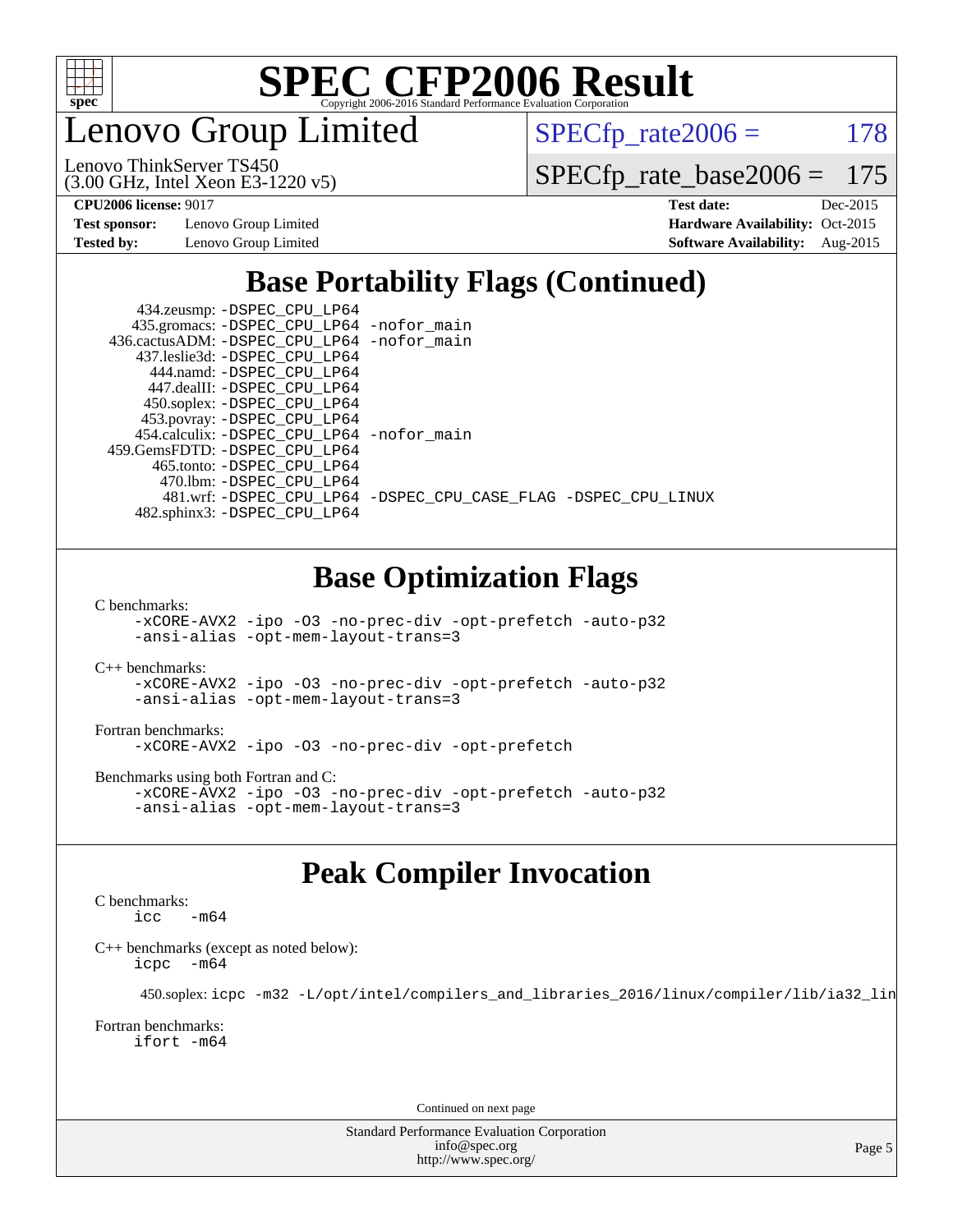# Lenovo Group Limited

Lenovo ThinkServer TS450
(3.00 GHz, Intel Xeon E3-1220 v5)

SPECfp_rate2006 = 178

SPECfp_rate_base2006 = 175

| | | | |
|---|---|---|---|
| **CPU2006 license:** 9017 | | **Test date:** | Dec-2015 |
| **Test sponsor:** | Lenovo Group Limited | **Hardware Availability:** | Oct-2015 |
| **Tested by:** | Lenovo Group Limited | **Software Availability:** | Aug-2015 |

## Base Portability Flags (Continued)

434.zeusmp: -DSPEC_CPU_LP64
435.gromacs: -DSPEC_CPU_LP64 -nofor_main
436.cactusADM: -DSPEC_CPU_LP64 -nofor_main
437.leslie3d: -DSPEC_CPU_LP64
444.namd: -DSPEC_CPU_LP64
447.dealII: -DSPEC_CPU_LP64
450.soplex: -DSPEC_CPU_LP64
453.povray: -DSPEC_CPU_LP64
454.calculix: -DSPEC_CPU_LP64 -nofor_main
459.GemsFDTD: -DSPEC_CPU_LP64
465.tonto: -DSPEC_CPU_LP64
470.lbm: -DSPEC_CPU_LP64
481.wrf: -DSPEC_CPU_LP64 -DSPEC_CPU_CASE_FLAG -DSPEC_CPU_LINUX
482.sphinx3: -DSPEC_CPU_LP64

## Base Optimization Flags

C benchmarks:
-xCORE-AVX2 -ipo -O3 -no-prec-div -opt-prefetch -auto-p32 -ansi-alias -opt-mem-layout-trans=3

C++ benchmarks:
-xCORE-AVX2 -ipo -O3 -no-prec-div -opt-prefetch -auto-p32 -ansi-alias -opt-mem-layout-trans=3

Fortran benchmarks:
-xCORE-AVX2 -ipo -O3 -no-prec-div -opt-prefetch

Benchmarks using both Fortran and C:
-xCORE-AVX2 -ipo -O3 -no-prec-div -opt-prefetch -auto-p32 -ansi-alias -opt-mem-layout-trans=3

## Peak Compiler Invocation

C benchmarks:
icc -m64

C++ benchmarks (except as noted below):
icpc -m64

450.soplex: icpc -m32 -L/opt/intel/compilers_and_libraries_2016/linux/compiler/lib/ia32_lin

Fortran benchmarks:
ifort -m64

Continued on next page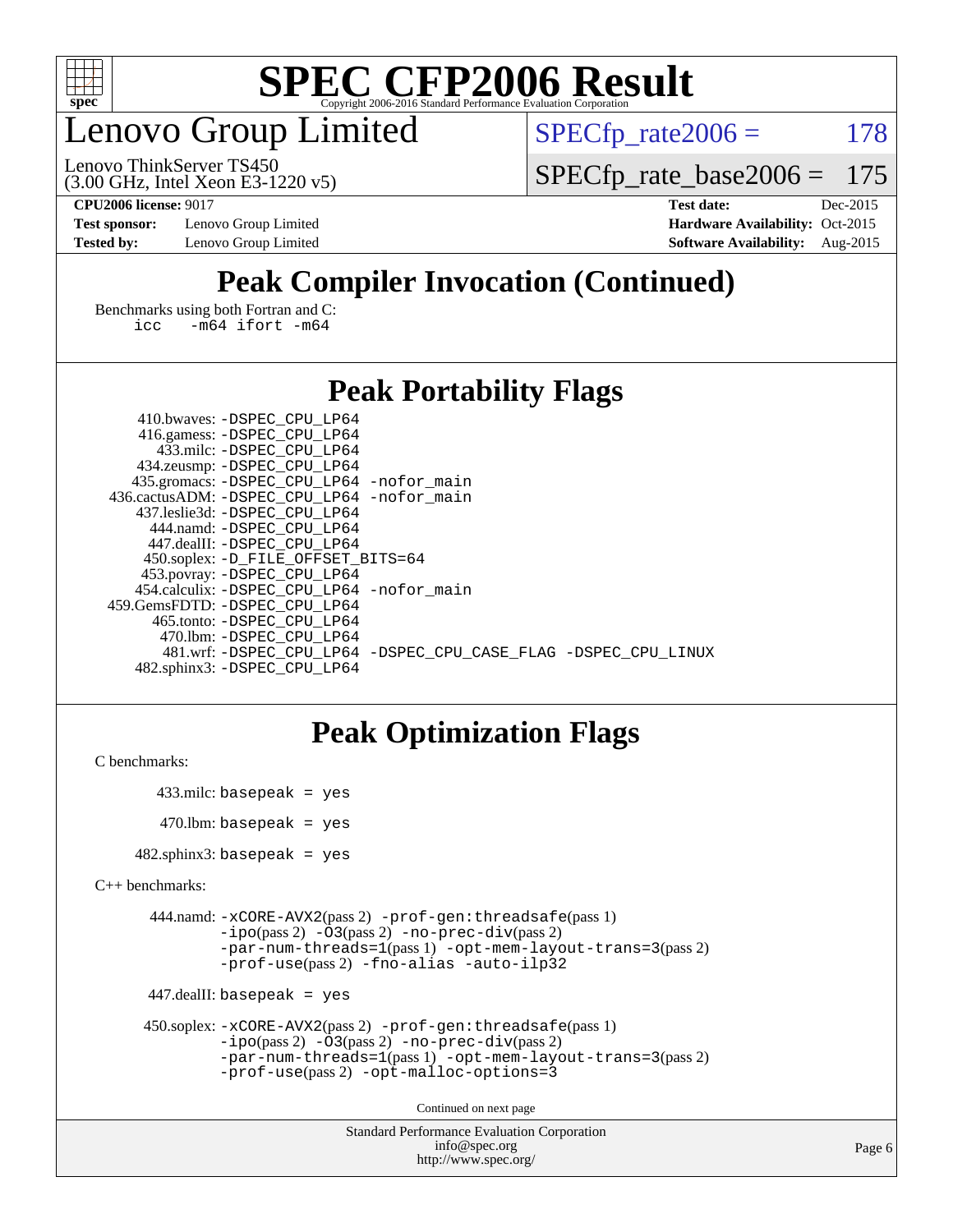# SPEC CFP2006 Result

Copyright 2006-2016 Standard Performance Evaluation Corporation

## Lenovo Group Limited

Lenovo ThinkServer TS450
(3.00 GHz, Intel Xeon E3-1220 v5)

SPECfp_rate2006 = 178

SPECfp_rate_base2006 = 175

| | | | |
|---|---|---|---|
| **CPU2006 license:** 9017 | | **Test date:** | Dec-2015 |
| **Test sponsor:** | Lenovo Group Limited | **Hardware Availability:** | Oct-2015 |
| **Tested by:** | Lenovo Group Limited | **Software Availability:** | Aug-2015 |

## Peak Compiler Invocation (Continued)

Benchmarks using both Fortran and C:
```
icc -m64 ifort -m64
```

## Peak Portability Flags

```
410.bwaves: -DSPEC_CPU_LP64
416.gamess: -DSPEC_CPU_LP64
433.milc: -DSPEC_CPU_LP64
434.zeusmp: -DSPEC_CPU_LP64
435.gromacs: -DSPEC_CPU_LP64 -nofor_main
436.cactusADM: -DSPEC_CPU_LP64 -nofor_main
437.leslie3d: -DSPEC_CPU_LP64
444.namd: -DSPEC_CPU_LP64
447.dealII: -DSPEC_CPU_LP64
450.soplex: -D_FILE_OFFSET_BITS=64
453.povray: -DSPEC_CPU_LP64
454.calculix: -DSPEC_CPU_LP64 -nofor_main
459.GemsFDTD: -DSPEC_CPU_LP64
465.tonto: -DSPEC_CPU_LP64
470.lbm: -DSPEC_CPU_LP64
481.wrf: -DSPEC_CPU_LP64 -DSPEC_CPU_CASE_FLAG -DSPEC_CPU_LINUX
482.sphinx3: -DSPEC_CPU_LP64
```

## Peak Optimization Flags

C benchmarks:

```
433.milc: basepeak = yes

470.lbm: basepeak = yes

482.sphinx3: basepeak = yes
```

C++ benchmarks:

```
444.namd: -xCORE-AVX2(pass 2) -prof-gen:threadsafe(pass 1)
          -ipo(pass 2) -O3(pass 2) -no-prec-div(pass 2)
          -par-num-threads=1(pass 1) -opt-mem-layout-trans=3(pass 2)
          -prof-use(pass 2) -fno-alias -auto-ilp32

447.dealII: basepeak = yes

450.soplex: -xCORE-AVX2(pass 2) -prof-gen:threadsafe(pass 1)
            -ipo(pass 2) -O3(pass 2) -no-prec-div(pass 2)
            -par-num-threads=1(pass 1) -opt-mem-layout-trans=3(pass 2)
            -prof-use(pass 2) -opt-malloc-options=3
```

Continued on next page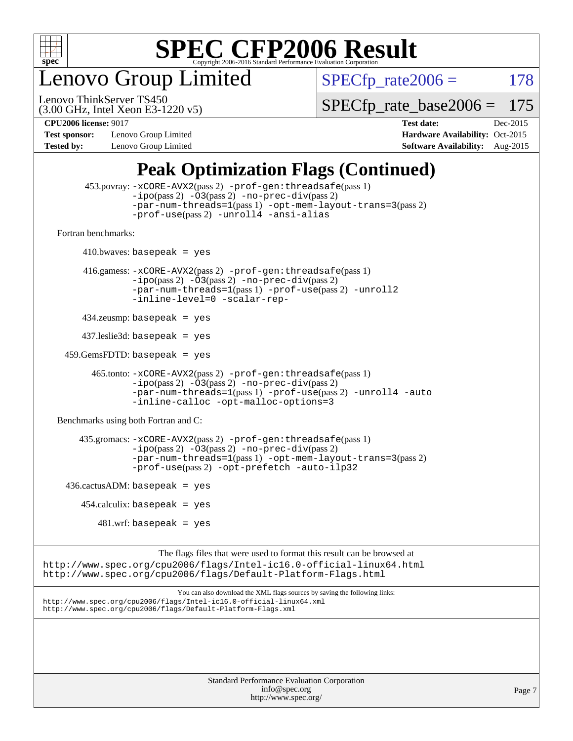# SPEC CFP2006 Result

Copyright 2006-2016 Standard Performance Evaluation Corporation

## Lenovo Group Limited

Lenovo ThinkServer TS450
(3.00 GHz, Intel Xeon E3-1220 v5)

SPECfp_rate2006 = 178

SPECfp_rate_base2006 = 175

**CPU2006 license:** 9017
**Test sponsor:** Lenovo Group Limited
**Tested by:** Lenovo Group Limited

**Test date:** Dec-2015
**Hardware Availability:** Oct-2015
**Software Availability:** Aug-2015

## Peak Optimization Flags (Continued)

453.povray: `-xCORE-AVX2`(pass 2) `-prof-gen:threadsafe`(pass 1) `-ipo`(pass 2) `-O3`(pass 2) `-no-prec-div`(pass 2) `-par-num-threads=1`(pass 1) `-opt-mem-layout-trans=3`(pass 2) `-prof-use`(pass 2) `-unroll4` `-ansi-alias`

Fortran benchmarks:

410.bwaves: `basepeak = yes`

416.gamess: `-xCORE-AVX2`(pass 2) `-prof-gen:threadsafe`(pass 1) `-ipo`(pass 2) `-O3`(pass 2) `-no-prec-div`(pass 2) `-par-num-threads=1`(pass 1) `-prof-use`(pass 2) `-unroll2` `-inline-level=0` `-scalar-rep-`

434.zeusmp: `basepeak = yes`

437.leslie3d: `basepeak = yes`

459.GemsFDTD: `basepeak = yes`

465.tonto: `-xCORE-AVX2`(pass 2) `-prof-gen:threadsafe`(pass 1) `-ipo`(pass 2) `-O3`(pass 2) `-no-prec-div`(pass 2) `-par-num-threads=1`(pass 1) `-prof-use`(pass 2) `-unroll4` `-auto` `-inline-calloc` `-opt-malloc-options=3`

Benchmarks using both Fortran and C:

435.gromacs: `-xCORE-AVX2`(pass 2) `-prof-gen:threadsafe`(pass 1) `-ipo`(pass 2) `-O3`(pass 2) `-no-prec-div`(pass 2) `-par-num-threads=1`(pass 1) `-opt-mem-layout-trans=3`(pass 2) `-prof-use`(pass 2) `-opt-prefetch` `-auto-ilp32`

436.cactusADM: `basepeak = yes`

454.calculix: `basepeak = yes`

481.wrf: `basepeak = yes`

The flags files that were used to format this result can be browsed at
http://www.spec.org/cpu2006/flags/Intel-ic16.0-official-linux64.html
http://www.spec.org/cpu2006/flags/Default-Platform-Flags.html

You can also download the XML flags sources by saving the following links:
http://www.spec.org/cpu2006/flags/Intel-ic16.0-official-linux64.xml
http://www.spec.org/cpu2006/flags/Default-Platform-Flags.xml

Standard Performance Evaluation Corporation
info@spec.org
http://www.spec.org/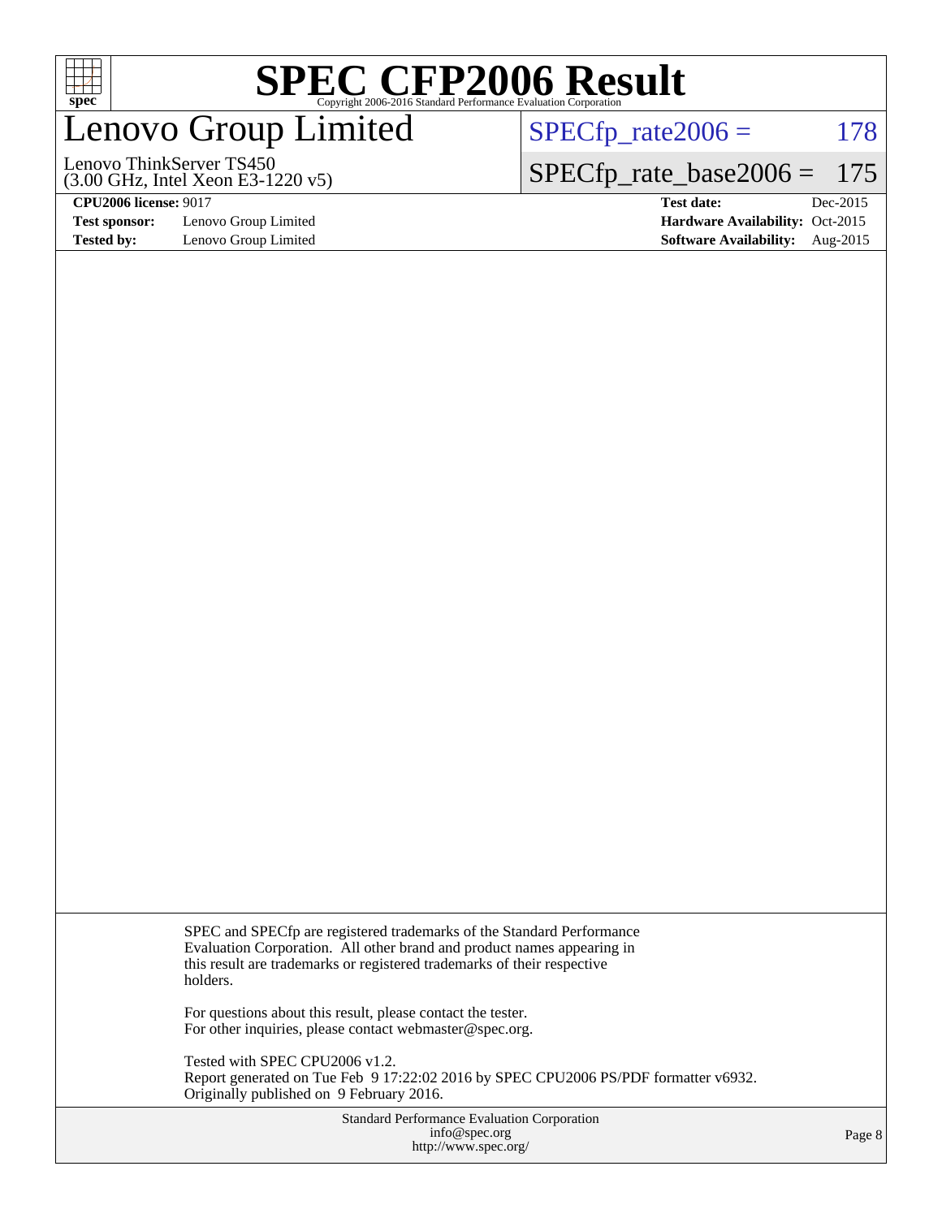# SPEC CFP2006 Result

Copyright 2006-2016 Standard Performance Evaluation Corporation

## Lenovo Group Limited

Lenovo ThinkServer TS450
(3.00 GHz, Intel Xeon E3-1220 v5)

SPECfp_rate2006 = 178

SPECfp_rate_base2006 = 175

**CPU2006 license:** 9017
**Test sponsor:** Lenovo Group Limited
**Tested by:** Lenovo Group Limited

**Test date:** Dec-2015
**Hardware Availability:** Oct-2015
**Software Availability:** Aug-2015

SPEC and SPECfp are registered trademarks of the Standard Performance Evaluation Corporation. All other brand and product names appearing in this result are trademarks or registered trademarks of their respective holders.

For questions about this result, please contact the tester.
For other inquiries, please contact webmaster@spec.org.

Tested with SPEC CPU2006 v1.2.
Report generated on Tue Feb 9 17:22:02 2016 by SPEC CPU2006 PS/PDF formatter v6932.
Originally published on 9 February 2016.

Standard Performance Evaluation Corporation
info@spec.org
http://www.spec.org/